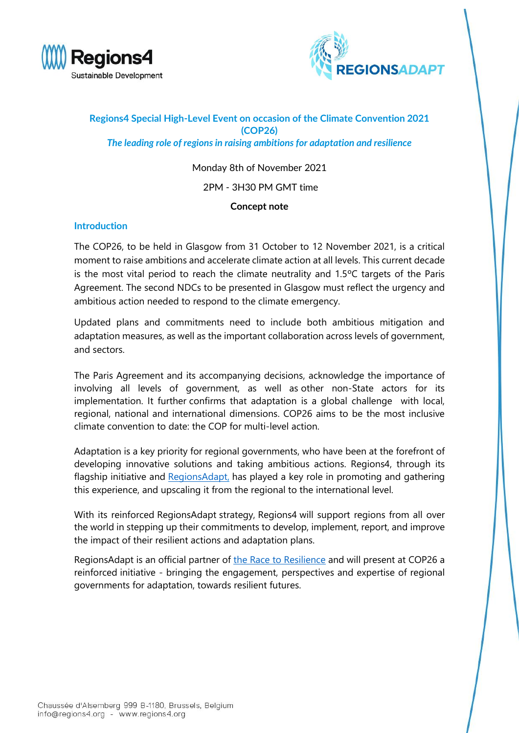# Regions4 Special High-Level Event on occasion of the Climate Convention 2021 (COP26)

## *The leading role of regions in raising ambitions for adaptation and resilience*

Monday 8th of November 2021

2PM - 3H30 PM GMT time

**Concept note**

## Introduction

The COP26, to be held in Glasgow from 31 October to 12 November 2021, is a critical moment to raise ambitions and accelerate climate action at all levels. This current decade is the most vital period to reach the climate neutrality and 1.5ºC targets of the Paris Agreement. The second NDCs to be presented in Glasgow must reflect the urgency and ambitious action needed to respond to the climate emergency.

Updated plans and commitments need to include both ambitious mitigation and adaptation measures, as well as the important collaboration across levels of government, and sectors.

The Paris Agreement and its accompanying decisions, acknowledge the importance of involving all levels of government, as well as other non-State actors for its implementation. It further confirms that adaptation is a global challenge with local, regional, national and international dimensions. COP26 aims to be the most inclusive climate convention to date: the COP for multi-level action.

Adaptation is a key priority for regional governments, who have been at the forefront of developing innovative solutions and taking ambitious actions. Regions4, through its flagship initiative and RegionsAdapt, has played a key role in promoting and gathering this experience, and upscaling it from the regional to the international level.

With its reinforced RegionsAdapt strategy, Regions4 will support regions from all over the world in stepping up their commitments to develop, implement, report, and improve the impact of their resilient actions and adaptation plans.

RegionsAdapt is an official partner of the Race to Resilience and will present at COP26 a reinforced initiative - bringing the engagement, perspectives and expertise of regional governments for adaptation, towards resilient futures.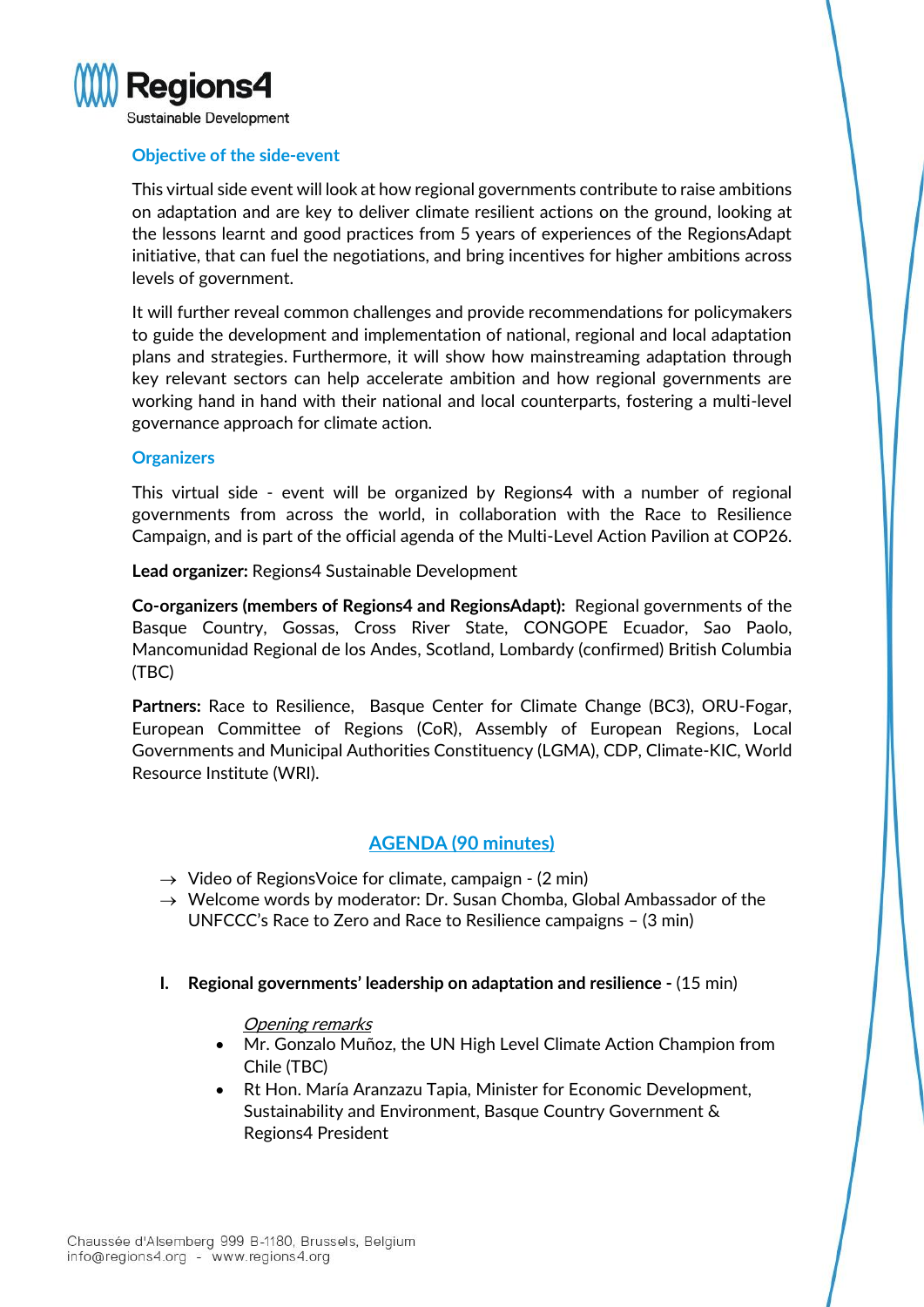## Objective of the side-event

This virtual side event will look at how regional governments contribute to raise ambitions on adaptation and are key to deliver climate resilient actions on the ground, looking at the lessons learnt and good practices from 5 years of experiences of the RegionsAdapt initiative, that can fuel the negotiations, and bring incentives for higher ambitions across levels of government.

It will further reveal common challenges and provide recommendations for policymakers to guide the development and implementation of national, regional and local adaptation plans and strategies. Furthermore, it will show how mainstreaming adaptation through key relevant sectors can help accelerate ambition and how regional governments are working hand in hand with their national and local counterparts, fostering a multi-level governance approach for climate action.

## Organizers

This virtual side - event will be organized by Regions4 with a number of regional governments from across the world, in collaboration with the Race to Resilience Campaign, and is part of the official agenda of the Multi-Level Action Pavilion at COP26.

**Lead organizer:** Regions4 Sustainable Development

**Co-organizers (members of Regions4 and RegionsAdapt):** Regional governments of the Basque Country, Gossas, Cross River State, CONGOPE Ecuador, Sao Paolo, Mancomunidad Regional de los Andes, Scotland, Lombardy (confirmed) British Columbia (TBC)

**Partners:** Race to Resilience, Basque Center for Climate Change (BC3), ORU-Fogar, European Committee of Regions (CoR), Assembly of European Regions, Local Governments and Municipal Authorities Constituency (LGMA), CDP, Climate-KIC, World Resource Institute (WRI).

## AGENDA (90 minutes)

- → Video of RegionsVoice for climate, campaign - (2 min)
- → Welcome words by moderator: Dr. Susan Chomba, Global Ambassador of the UNFCCC's Race to Zero and Race to Resilience campaigns – (3 min)

**I. Regional governments' leadership on adaptation and resilience -** (15 min)

*Opening remarks*

- Mr. Gonzalo Muñoz, the UN High Level Climate Action Champion from Chile (TBC)
- Rt Hon. María Aranzazu Tapia, Minister for Economic Development, Sustainability and Environment, Basque Country Government & Regions4 President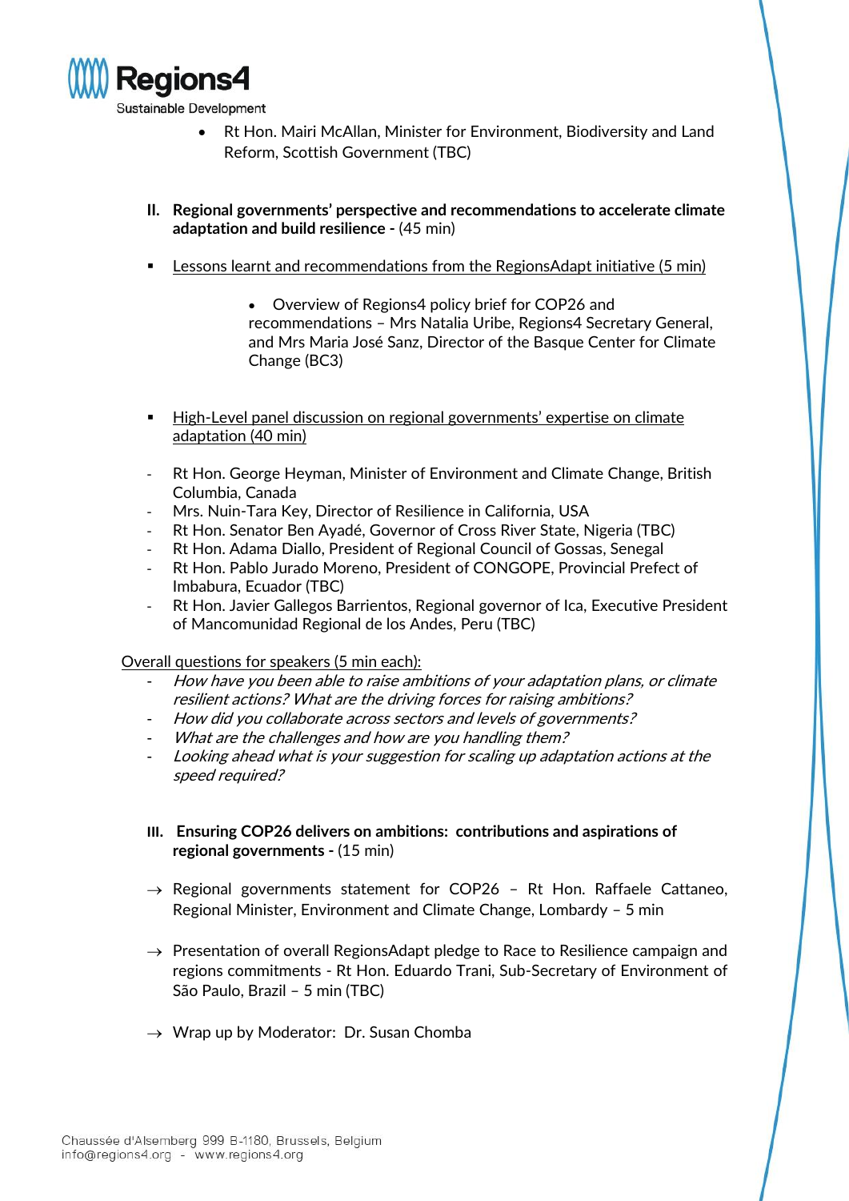- Rt Hon. Mairi McAllan, Minister for Environment, Biodiversity and Land Reform, Scottish Government (TBC)

## II. Regional governments' perspective and recommendations to accelerate climate adaptation and build resilience - (45 min)

- Lessons learnt and recommendations from the RegionsAdapt initiative (5 min)

    - Overview of Regions4 policy brief for COP26 and recommendations – Mrs Natalia Uribe, Regions4 Secretary General, and Mrs Maria José Sanz, Director of the Basque Center for Climate Change (BC3)

- High-Level panel discussion on regional governments' expertise on climate adaptation (40 min)

- Rt Hon. George Heyman, Minister of Environment and Climate Change, British Columbia, Canada
- Mrs. Nuin-Tara Key, Director of Resilience in California, USA
- Rt Hon. Senator Ben Ayadé, Governor of Cross River State, Nigeria (TBC)
- Rt Hon. Adama Diallo, President of Regional Council of Gossas, Senegal
- Rt Hon. Pablo Jurado Moreno, President of CONGOPE, Provincial Prefect of Imbabura, Ecuador (TBC)
- Rt Hon. Javier Gallegos Barrientos, Regional governor of Ica, Executive President of Mancomunidad Regional de los Andes, Peru (TBC)

Overall questions for speakers (5 min each):

- *How have you been able to raise ambitions of your adaptation plans, or climate resilient actions? What are the driving forces for raising ambitions?*
- *How did you collaborate across sectors and levels of governments?*
- *What are the challenges and how are you handling them?*
- *Looking ahead what is your suggestion for scaling up adaptation actions at the speed required?*

## III. Ensuring COP26 delivers on ambitions: contributions and aspirations of regional governments - (15 min)

→ Regional governments statement for COP26 – Rt Hon. Raffaele Cattaneo, Regional Minister, Environment and Climate Change, Lombardy – 5 min

→ Presentation of overall RegionsAdapt pledge to Race to Resilience campaign and regions commitments - Rt Hon. Eduardo Trani, Sub-Secretary of Environment of São Paulo, Brazil – 5 min (TBC)

→ Wrap up by Moderator: Dr. Susan Chomba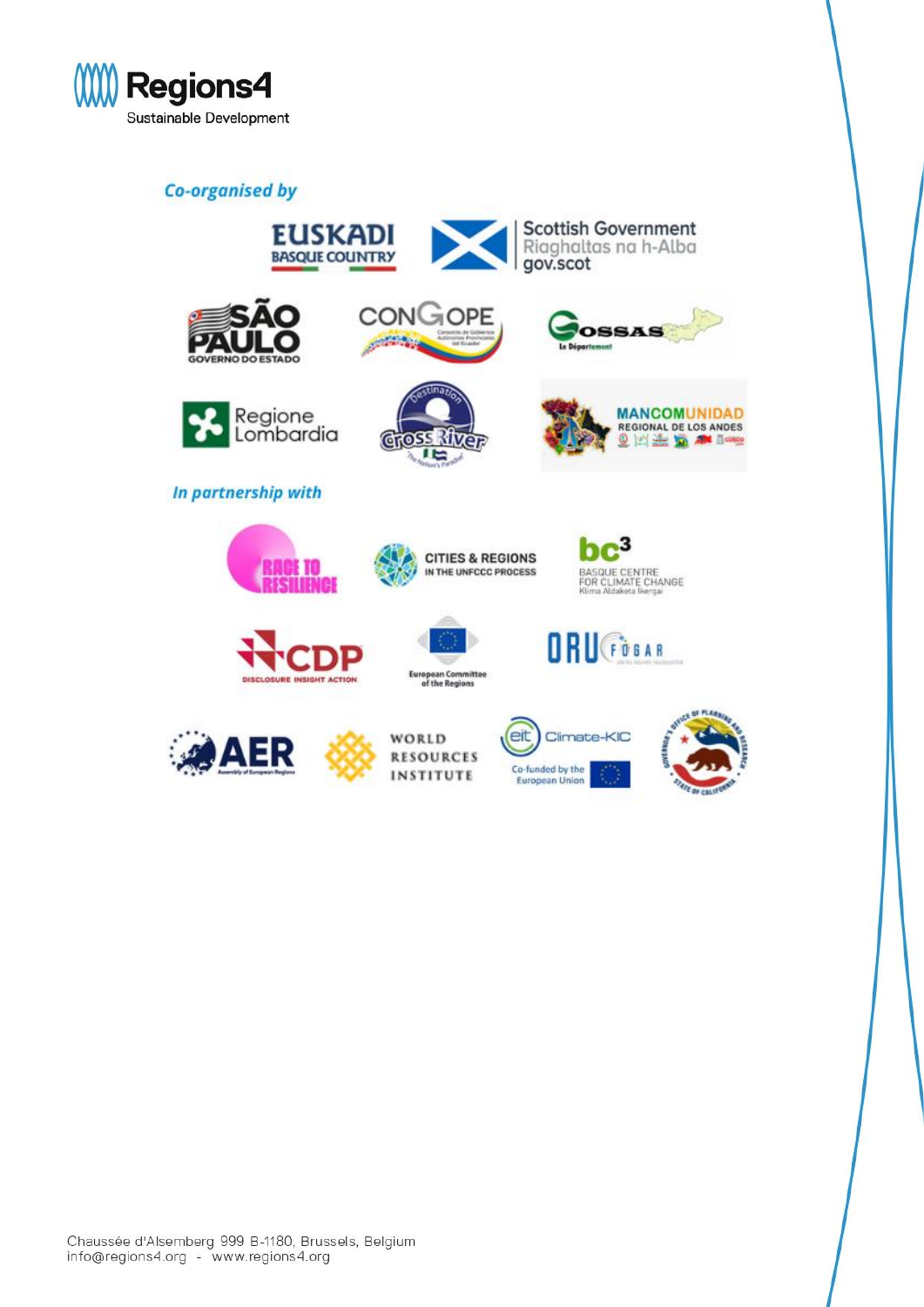Regions4
Sustainable Development

*Co-organised by*

EUSKADI BASQUE COUNTRY

Scottish Government
Riaghaltas na h-Alba
gov.scot

SÃO PAULO GOVERNO DO ESTADO

CONGOPE

Gossas Le Département

Regione Lombardia

Destination Cross River

MANCOMUNIDAD REGIONAL DE LOS ANDES

*In partnership with*

RACE TO RESILIENCE

CITIES & REGIONS IN THE UNFCCC PROCESS

bc3 BASQUE CENTRE FOR CLIMATE CHANGE Klima Aldaketa Ikergai

CDP DISCLOSURE INSIGHT ACTION

European Committee of the Regions

ORU FOGAR

AER Assembly of European Regions

WORLD RESOURCES INSTITUTE

eit Climate-KIC Co-funded by the European Union

Governor's Office of Planning and Research State of California

Chaussée d'Alsemberg 999 B-1180, Brussels, Belgium
info@regions4.org - www.regions4.org